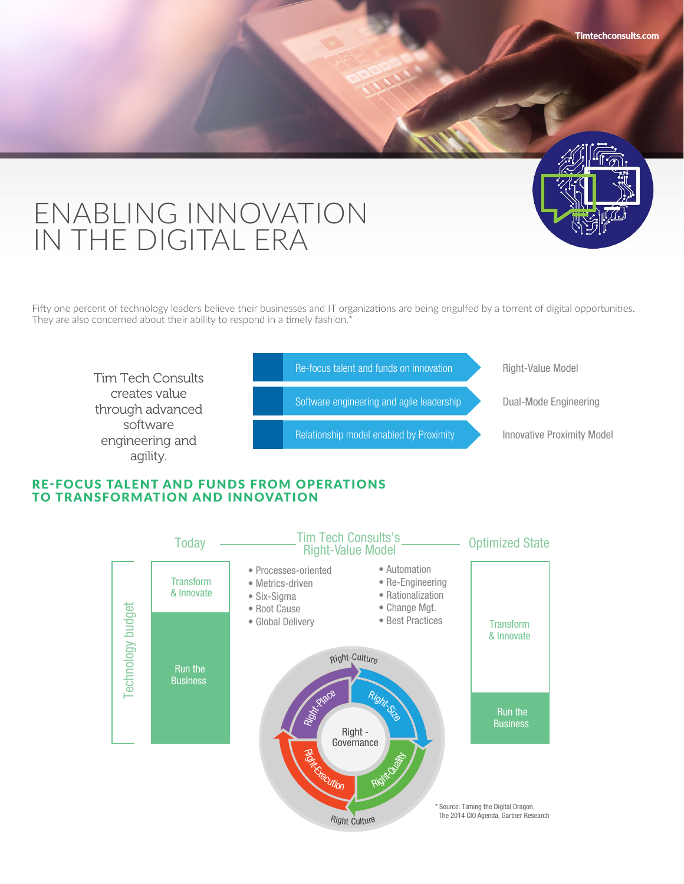# ENABLING INNOVATION IN THE DIGITAL ERA

Fifty one percent of technology leaders believe their businesses and IT organizations are being engulfed by a torrent of digital opportunities. They are also concerned about their ability to respond in a timely fashion.*

Tim Tech Consults creates value through advanced software engineering and agility.

| | |
|---|---|
| Re-focus talent and funds on innovation | Right-Value Model |
| Software engineering and agile leadership | Dual-Mode Engineering |
| Relationship model enabled by Proximity | Innovative Proximity Model |

## RE-FOCUS TALENT AND FUNDS FROM OPERATIONS TO TRANSFORMATION AND INNOVATION

**Today** — Tim Tech Consults's Right-Value Model — **Optimized State**

Technology budget

Today:
- Transform & Innovate
- Run the Business

Tim Tech Consults's Right-Value Model:

- Processes-oriented
- Metrics-driven
- Six-Sigma
- Root Cause
- Global Delivery

- Automation
- Re-Engineering
- Rationalization
- Change Mgt.
- Best Practices

Right-Culture

Right-Place, Right-Size, Right-Quality, Right-Execution

Right - Governance

Right Culture

Optimized State:
- Transform & Innovate
- Run the Business

* Source: Taming the Digital Dragon, The 2014 CIO Agenda, Gartner Research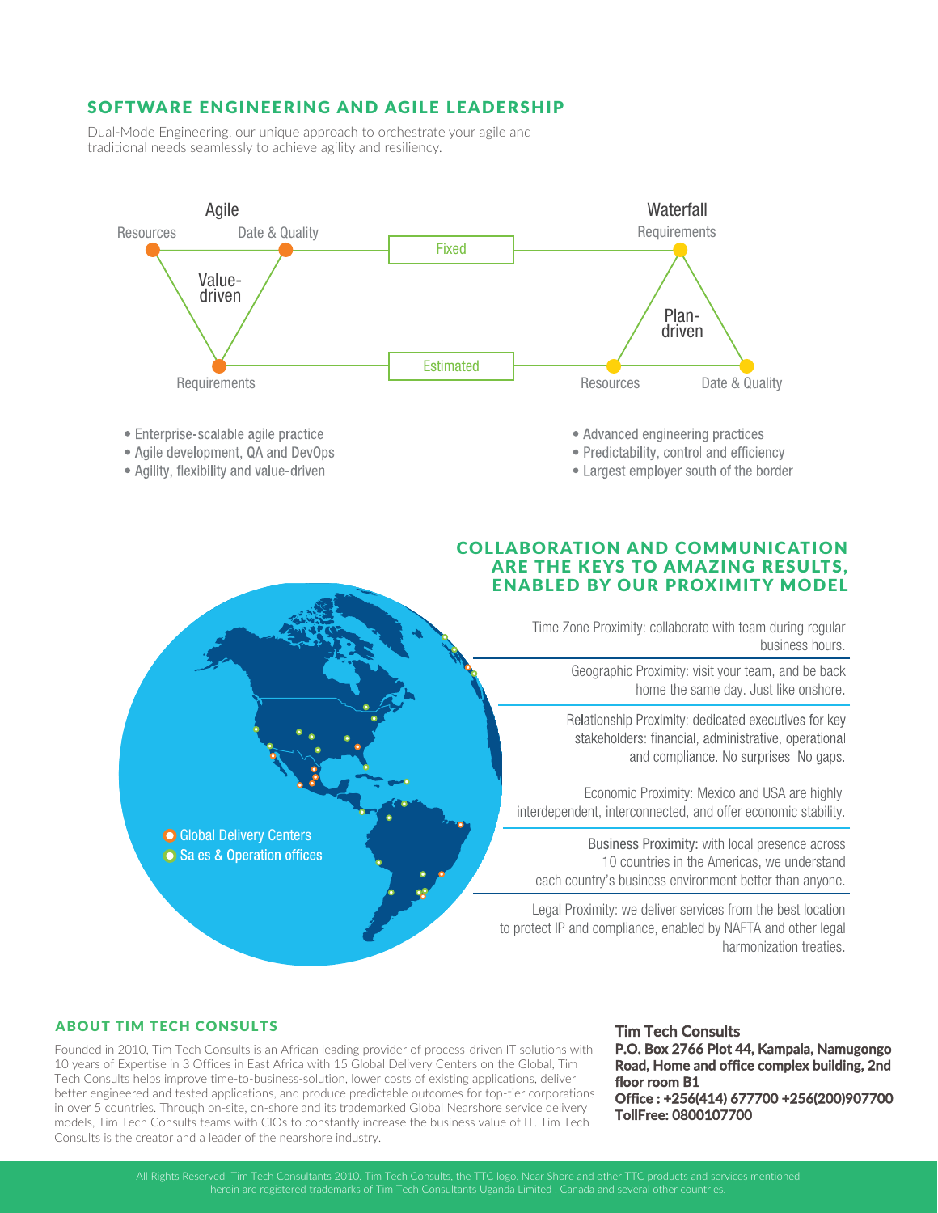## SOFTWARE ENGINEERING AND AGILE LEADERSHIP

Dual-Mode Engineering, our unique approach to orchestrate your agile and traditional needs seamlessly to achieve agility and resiliency.

Agile

Resources

Date & Quality

Value-driven

Requirements

Fixed

Estimated

Waterfall

Requirements

Plan-driven

Resources

Date & Quality

- Enterprise-scalable agile practice
- Agile development, QA and DevOps
- Agility, flexibility and value-driven

- Advanced engineering practices
- Predictability, control and efficiency
- Largest employer south of the border

## COLLABORATION AND COMMUNICATION ARE THE KEYS TO AMAZING RESULTS, ENABLED BY OUR PROXIMITY MODEL

Global Delivery Centers

Sales & Operation offices

Time Zone Proximity: collaborate with team during regular business hours.

Geographic Proximity: visit your team, and be back home the same day. Just like onshore.

Relationship Proximity: dedicated executives for key stakeholders: financial, administrative, operational and compliance. No surprises. No gaps.

Economic Proximity: Mexico and USA are highly interdependent, interconnected, and offer economic stability.

Business Proximity: with local presence across 10 countries in the Americas, we understand each country's business environment better than anyone.

Legal Proximity: we deliver services from the best location to protect IP and compliance, enabled by NAFTA and other legal harmonization treaties.

### ABOUT TIM TECH CONSULTS

Founded in 2010, Tim Tech Consults is an African leading provider of process-driven IT solutions with 10 years of Expertise in 3 Offices in East Africa with 15 Global Delivery Centers on the Global, Tim Tech Consults helps improve time-to-business-solution, lower costs of existing applications, deliver better engineered and tested applications, and produce predictable outcomes for top-tier corporations in over 5 countries. Through on-site, on-shore and its trademarked Global Nearshore service delivery models, Tim Tech Consults teams with CIOs to constantly increase the business value of IT. Tim Tech Consults is the creator and a leader of the nearshore industry.

**Tim Tech Consults**
**P.O. Box 2766 Plot 44, Kampala, Namugongo Road, Home and office complex building, 2nd floor room B1**
**Office : +256(414) 677700 +256(200)907700**
**TollFree: 0800107700**

All Rights Reserved Tim Tech Consultants 2010. Tim Tech Consults, the TTC logo, Near Shore and other TTC products and services mentioned herein are registered trademarks of Tim Tech Consultants Uganda Limited , Canada and several other countries.